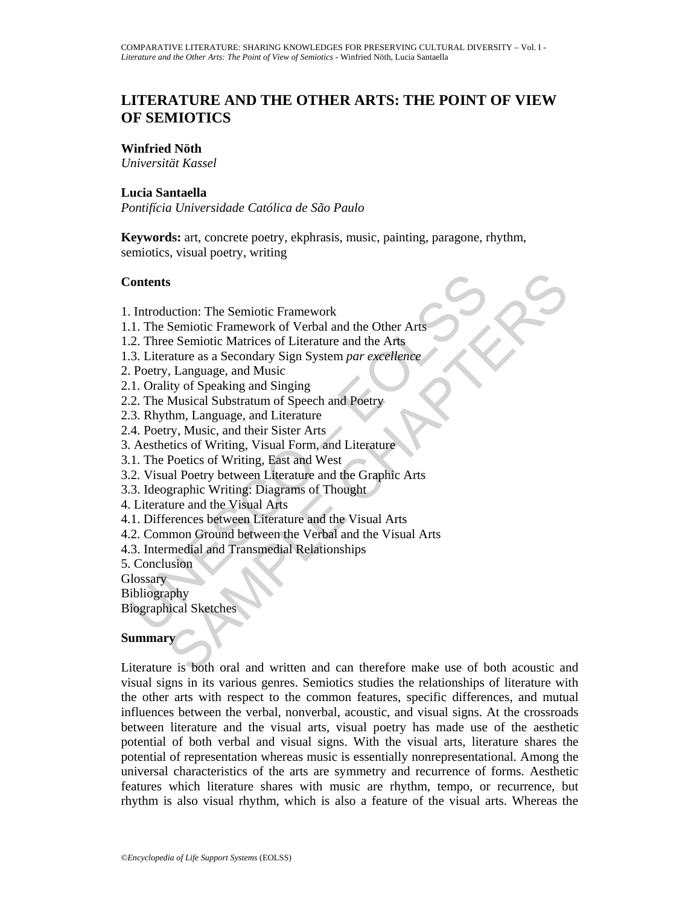# LITERATURE AND THE OTHER ARTS: THE POINT OF VIEW OF SEMIOTICS

**Winfried Nöth**
*Universität Kassel*

**Lucia Santaella**
*Pontifícia Universidade Católica de São Paulo*

**Keywords:** art, concrete poetry, ekphrasis, music, painting, paragone, rhythm, semiotics, visual poetry, writing

## Contents

1. Introduction: The Semiotic Framework
1.1. The Semiotic Framework of Verbal and the Other Arts
1.2. Three Semiotic Matrices of Literature and the Arts
1.3. Literature as a Secondary Sign System *par excellence*
2. Poetry, Language, and Music
2.1. Orality of Speaking and Singing
2.2. The Musical Substratum of Speech and Poetry
2.3. Rhythm, Language, and Literature
2.4. Poetry, Music, and their Sister Arts
3. Aesthetics of Writing, Visual Form, and Literature
3.1. The Poetics of Writing, East and West
3.2. Visual Poetry between Literature and the Graphic Arts
3.3. Ideographic Writing: Diagrams of Thought
4. Literature and the Visual Arts
4.1. Differences between Literature and the Visual Arts
4.2. Common Ground between the Verbal and the Visual Arts
4.3. Intermedial and Transmedial Relationships
5. Conclusion
Glossary
Bibliography
Biographical Sketches

## Summary

Literature is both oral and written and can therefore make use of both acoustic and visual signs in its various genres. Semiotics studies the relationships of literature with the other arts with respect to the common features, specific differences, and mutual influences between the verbal, nonverbal, acoustic, and visual signs. At the crossroads between literature and the visual arts, visual poetry has made use of the aesthetic potential of both verbal and visual signs. With the visual arts, literature shares the potential of representation whereas music is essentially nonrepresentational. Among the universal characteristics of the arts are symmetry and recurrence of forms. Aesthetic features which literature shares with music are rhythm, tempo, or recurrence, but rhythm is also visual rhythm, which is also a feature of the visual arts. Whereas the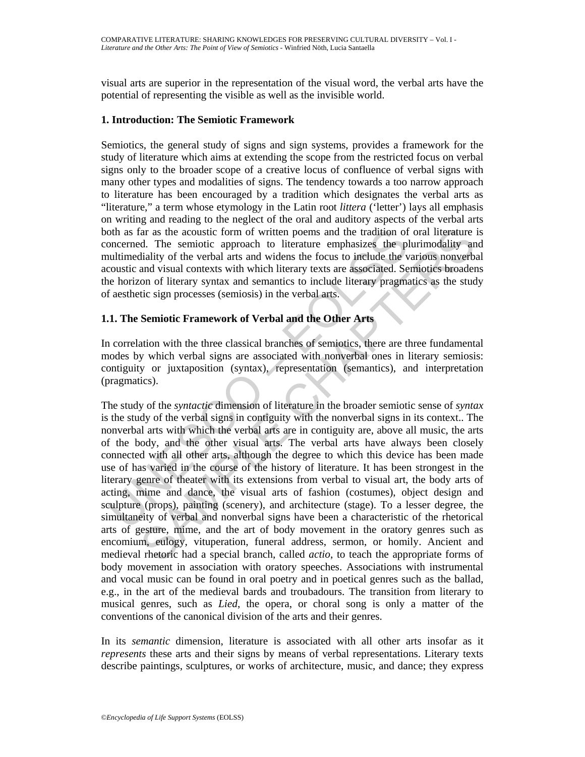visual arts are superior in the representation of the visual word, the verbal arts have the potential of representing the visible as well as the invisible world.

## 1. Introduction: The Semiotic Framework

Semiotics, the general study of signs and sign systems, provides a framework for the study of literature which aims at extending the scope from the restricted focus on verbal signs only to the broader scope of a creative locus of confluence of verbal signs with many other types and modalities of signs. The tendency towards a too narrow approach to literature has been encouraged by a tradition which designates the verbal arts as "literature," a term whose etymology in the Latin root *littera* ('letter') lays all emphasis on writing and reading to the neglect of the oral and auditory aspects of the verbal arts both as far as the acoustic form of written poems and the tradition of oral literature is concerned. The semiotic approach to literature emphasizes the plurimodality and multimediality of the verbal arts and widens the focus to include the various nonverbal acoustic and visual contexts with which literary texts are associated. Semiotics broadens the horizon of literary syntax and semantics to include literary pragmatics as the study of aesthetic sign processes (semiosis) in the verbal arts.

### 1.1. The Semiotic Framework of Verbal and the Other Arts

In correlation with the three classical branches of semiotics, there are three fundamental modes by which verbal signs are associated with nonverbal ones in literary semiosis: contiguity or juxtaposition (syntax), representation (semantics), and interpretation (pragmatics).

The study of the *syntactic* dimension of literature in the broader semiotic sense of *syntax* is the study of the verbal signs in contiguity with the nonverbal signs in its context.. The nonverbal arts with which the verbal arts are in contiguity are, above all music, the arts of the body, and the other visual arts. The verbal arts have always been closely connected with all other arts, although the degree to which this device has been made use of has varied in the course of the history of literature. It has been strongest in the literary genre of theater with its extensions from verbal to visual art, the body arts of acting, mime and dance, the visual arts of fashion (costumes), object design and sculpture (props), painting (scenery), and architecture (stage). To a lesser degree, the simultaneity of verbal and nonverbal signs have been a characteristic of the rhetorical arts of gesture, mime, and the art of body movement in the oratory genres such as encomium, eulogy, vituperation, funeral address, sermon, or homily. Ancient and medieval rhetoric had a special branch, called *actio*, to teach the appropriate forms of body movement in association with oratory speeches. Associations with instrumental and vocal music can be found in oral poetry and in poetical genres such as the ballad, e.g., in the art of the medieval bards and troubadours. The transition from literary to musical genres, such as *Lied*, the opera, or choral song is only a matter of the conventions of the canonical division of the arts and their genres.

In its *semantic* dimension, literature is associated with all other arts insofar as it *represents* these arts and their signs by means of verbal representations. Literary texts describe paintings, sculptures, or works of architecture, music, and dance; they express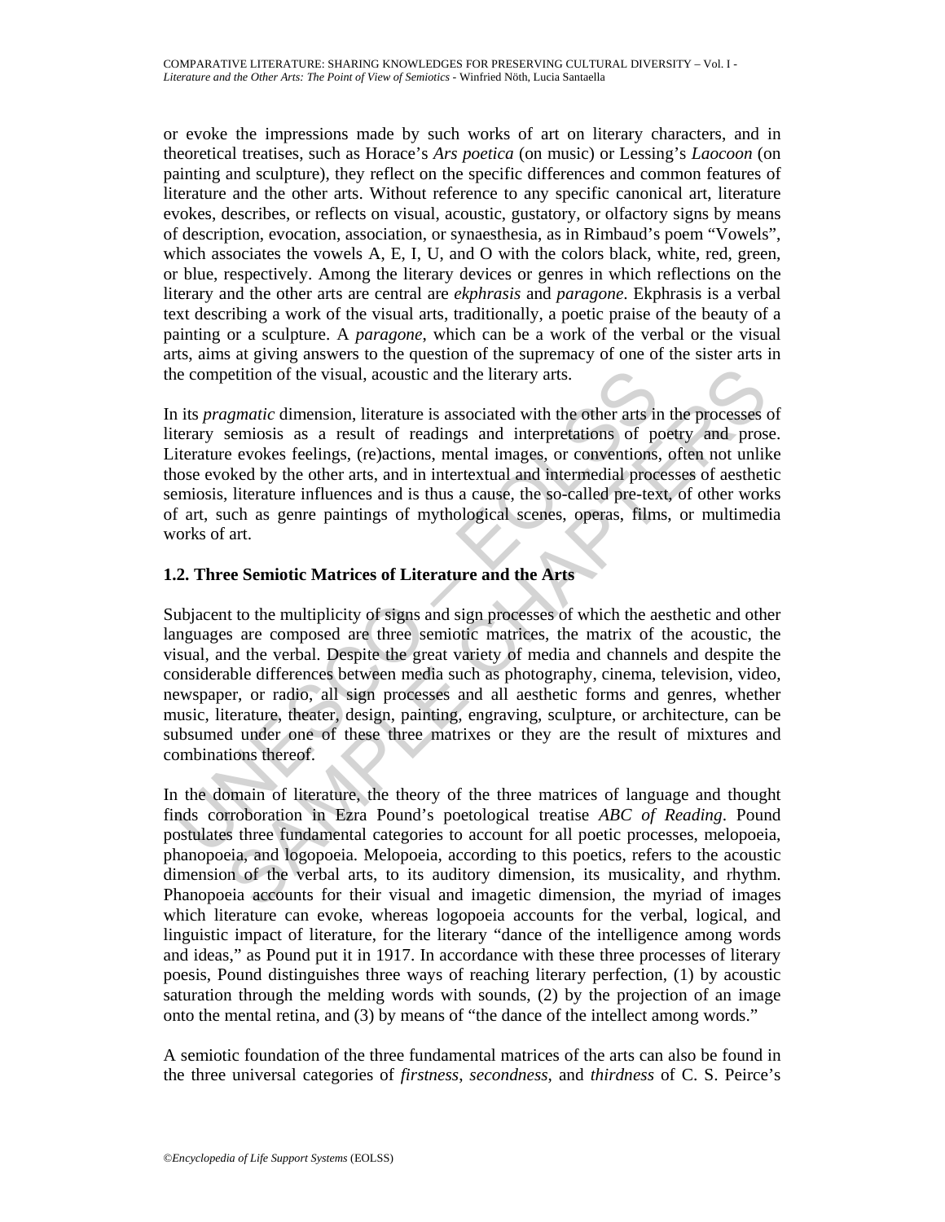or evoke the impressions made by such works of art on literary characters, and in theoretical treatises, such as Horace's *Ars poetica* (on music) or Lessing's *Laocoon* (on painting and sculpture), they reflect on the specific differences and common features of literature and the other arts. Without reference to any specific canonical art, literature evokes, describes, or reflects on visual, acoustic, gustatory, or olfactory signs by means of description, evocation, association, or synaesthesia, as in Rimbaud's poem "Vowels", which associates the vowels A, E, I, U, and O with the colors black, white, red, green, or blue, respectively. Among the literary devices or genres in which reflections on the literary and the other arts are central are *ekphrasis* and *paragone*. Ekphrasis is a verbal text describing a work of the visual arts, traditionally, a poetic praise of the beauty of a painting or a sculpture. A *paragone*, which can be a work of the verbal or the visual arts, aims at giving answers to the question of the supremacy of one of the sister arts in the competition of the visual, acoustic and the literary arts.

In its *pragmatic* dimension, literature is associated with the other arts in the processes of literary semiosis as a result of readings and interpretations of poetry and prose. Literature evokes feelings, (re)actions, mental images, or conventions, often not unlike those evoked by the other arts, and in intertextual and intermedial processes of aesthetic semiosis, literature influences and is thus a cause, the so-called pre-text, of other works of art, such as genre paintings of mythological scenes, operas, films, or multimedia works of art.

### 1.2. Three Semiotic Matrices of Literature and the Arts

Subjacent to the multiplicity of signs and sign processes of which the aesthetic and other languages are composed are three semiotic matrices, the matrix of the acoustic, the visual, and the verbal. Despite the great variety of media and channels and despite the considerable differences between media such as photography, cinema, television, video, newspaper, or radio, all sign processes and all aesthetic forms and genres, whether music, literature, theater, design, painting, engraving, sculpture, or architecture, can be subsumed under one of these three matrixes or they are the result of mixtures and combinations thereof.

In the domain of literature, the theory of the three matrices of language and thought finds corroboration in Ezra Pound's poetological treatise *ABC of Reading*. Pound postulates three fundamental categories to account for all poetic processes, melopoeia, phanopoeia, and logopoeia. Melopoeia, according to this poetics, refers to the acoustic dimension of the verbal arts, to its auditory dimension, its musicality, and rhythm. Phanopoeia accounts for their visual and imagetic dimension, the myriad of images which literature can evoke, whereas logopoeia accounts for the verbal, logical, and linguistic impact of literature, for the literary "dance of the intelligence among words and ideas," as Pound put it in 1917. In accordance with these three processes of literary poesis, Pound distinguishes three ways of reaching literary perfection, (1) by acoustic saturation through the melding words with sounds, (2) by the projection of an image onto the mental retina, and (3) by means of "the dance of the intellect among words."

A semiotic foundation of the three fundamental matrices of the arts can also be found in the three universal categories of *firstness*, *secondness*, and *thirdness* of C. S. Peirce's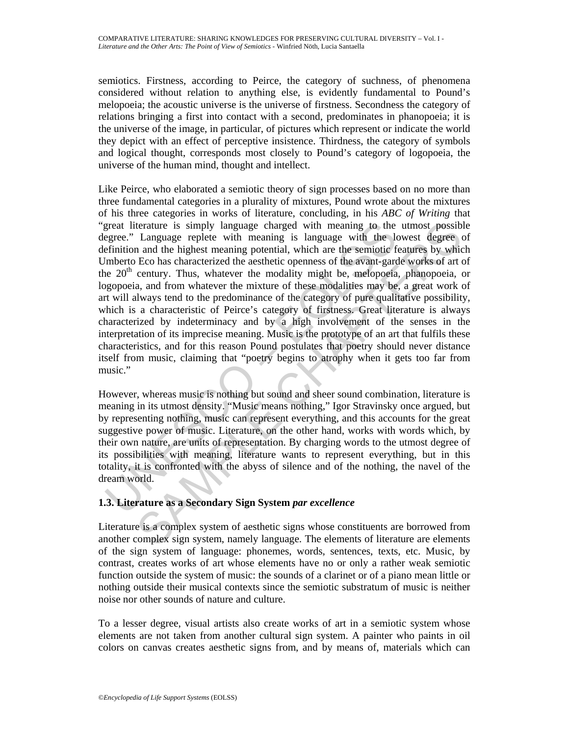semiotics. Firstness, according to Peirce, the category of suchness, of phenomena considered without relation to anything else, is evidently fundamental to Pound's melopoeia; the acoustic universe is the universe of firstness. Secondness the category of relations bringing a first into contact with a second, predominates in phanopoeia; it is the universe of the image, in particular, of pictures which represent or indicate the world they depict with an effect of perceptive insistence. Thirdness, the category of symbols and logical thought, corresponds most closely to Pound's category of logopoeia, the universe of the human mind, thought and intellect.

Like Peirce, who elaborated a semiotic theory of sign processes based on no more than three fundamental categories in a plurality of mixtures, Pound wrote about the mixtures of his three categories in works of literature, concluding, in his *ABC of Writing* that "great literature is simply language charged with meaning to the utmost possible degree." Language replete with meaning is language with the lowest degree of definition and the highest meaning potential, which are the semiotic features by which Umberto Eco has characterized the aesthetic openness of the avant-garde works of art of the 20th century. Thus, whatever the modality might be, melopoeia, phanopoeia, or logopoeia, and from whatever the mixture of these modalities may be, a great work of art will always tend to the predominance of the category of pure qualitative possibility, which is a characteristic of Peirce's category of firstness. Great literature is always characterized by indeterminacy and by a high involvement of the senses in the interpretation of its imprecise meaning. Music is the prototype of an art that fulfils these characteristics, and for this reason Pound postulates that poetry should never distance itself from music, claiming that "poetry begins to atrophy when it gets too far from music."

However, whereas music is nothing but sound and sheer sound combination, literature is meaning in its utmost density. "Music means nothing," Igor Stravinsky once argued, but by representing nothing, music can represent everything, and this accounts for the great suggestive power of music. Literature, on the other hand, works with words which, by their own nature, are units of representation. By charging words to the utmost degree of its possibilities with meaning, literature wants to represent everything, but in this totality, it is confronted with the abyss of silence and of the nothing, the navel of the dream world.

### 1.3. Literature as a Secondary Sign System *par excellence*

Literature is a complex system of aesthetic signs whose constituents are borrowed from another complex sign system, namely language. The elements of literature are elements of the sign system of language: phonemes, words, sentences, texts, etc. Music, by contrast, creates works of art whose elements have no or only a rather weak semiotic function outside the system of music: the sounds of a clarinet or of a piano mean little or nothing outside their musical contexts since the semiotic substratum of music is neither noise nor other sounds of nature and culture.

To a lesser degree, visual artists also create works of art in a semiotic system whose elements are not taken from another cultural sign system. A painter who paints in oil colors on canvas creates aesthetic signs from, and by means of, materials which can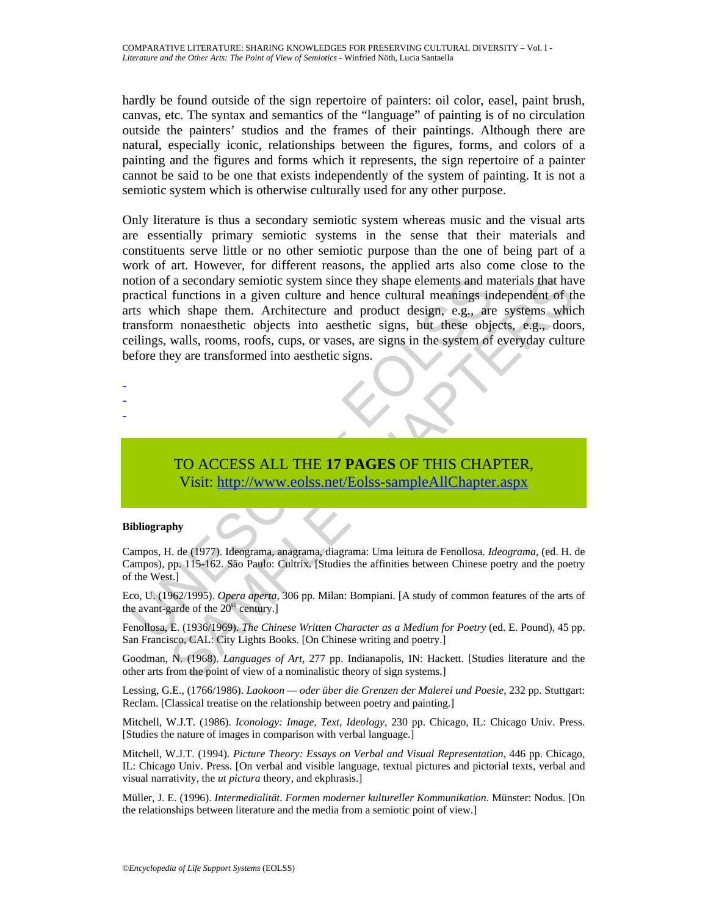hardly be found outside of the sign repertoire of painters: oil color, easel, paint brush, canvas, etc. The syntax and semantics of the "language" of painting is of no circulation outside the painters' studios and the frames of their paintings. Although there are natural, especially iconic, relationships between the figures, forms, and colors of a painting and the figures and forms which it represents, the sign repertoire of a painter cannot be said to be one that exists independently of the system of painting. It is not a semiotic system which is otherwise culturally used for any other purpose.

Only literature is thus a secondary semiotic system whereas music and the visual arts are essentially primary semiotic systems in the sense that their materials and constituents serve little or no other semiotic purpose than the one of being part of a work of art. However, for different reasons, the applied arts also come close to the notion of a secondary semiotic system since they shape elements and materials that have practical functions in a given culture and hence cultural meanings independent of the arts which shape them. Architecture and product design, e.g., are systems which transform nonaesthetic objects into aesthetic signs, but these objects, e.g., doors, ceilings, walls, rooms, roofs, cups, or vases, are signs in the system of everyday culture before they are transformed into aesthetic signs.

-
-
-

TO ACCESS ALL THE **17 PAGES** OF THIS CHAPTER,
Visit: http://www.eolss.net/Eolss-sampleAllChapter.aspx

**Bibliography**

Campos, H. de (1977). Ideograma, anagrama, diagrama: Uma leitura de Fenollosa. *Ideograma*, (ed. H. de Campos), pp. 115-162. São Paulo: Cultrix. [Studies the affinities between Chinese poetry and the poetry of the West.]

Eco, U. (1962/1995). *Opera aperta*, 306 pp. Milan: Bompiani. [A study of common features of the arts of the avant-garde of the 20th century.]

Fenollosa, E. (1936/1969). *The Chinese Written Character as a Medium for Poetry* (ed. E. Pound), 45 pp. San Francisco, CAL: City Lights Books. [On Chinese writing and poetry.]

Goodman, N. (1968). *Languages of Art*, 277 pp. Indianapolis, IN: Hackett. [Studies literature and the other arts from the point of view of a nominalistic theory of sign systems.]

Lessing, G.E., (1766/1986). *Laokoon — oder über die Grenzen der Malerei und Poesie*, 232 pp. Stuttgart: Reclam. [Classical treatise on the relationship between poetry and painting.]

Mitchell, W.J.T. (1986). *Iconology: Image, Text, Ideology*, 230 pp. Chicago, IL: Chicago Univ. Press. [Studies the nature of images in comparison with verbal language.]

Mitchell, W.J.T. (1994). *Picture Theory: Essays on Verbal and Visual Representation*, 446 pp. Chicago, IL: Chicago Univ. Press. [On verbal and visible language, textual pictures and pictorial texts, verbal and visual narrativity, the *ut pictura* theory, and ekphrasis.]

Müller, J. E. (1996). *Intermedialität. Formen moderner kultureller Kommunikation.* Münster: Nodus. [On the relationships between literature and the media from a semiotic point of view.]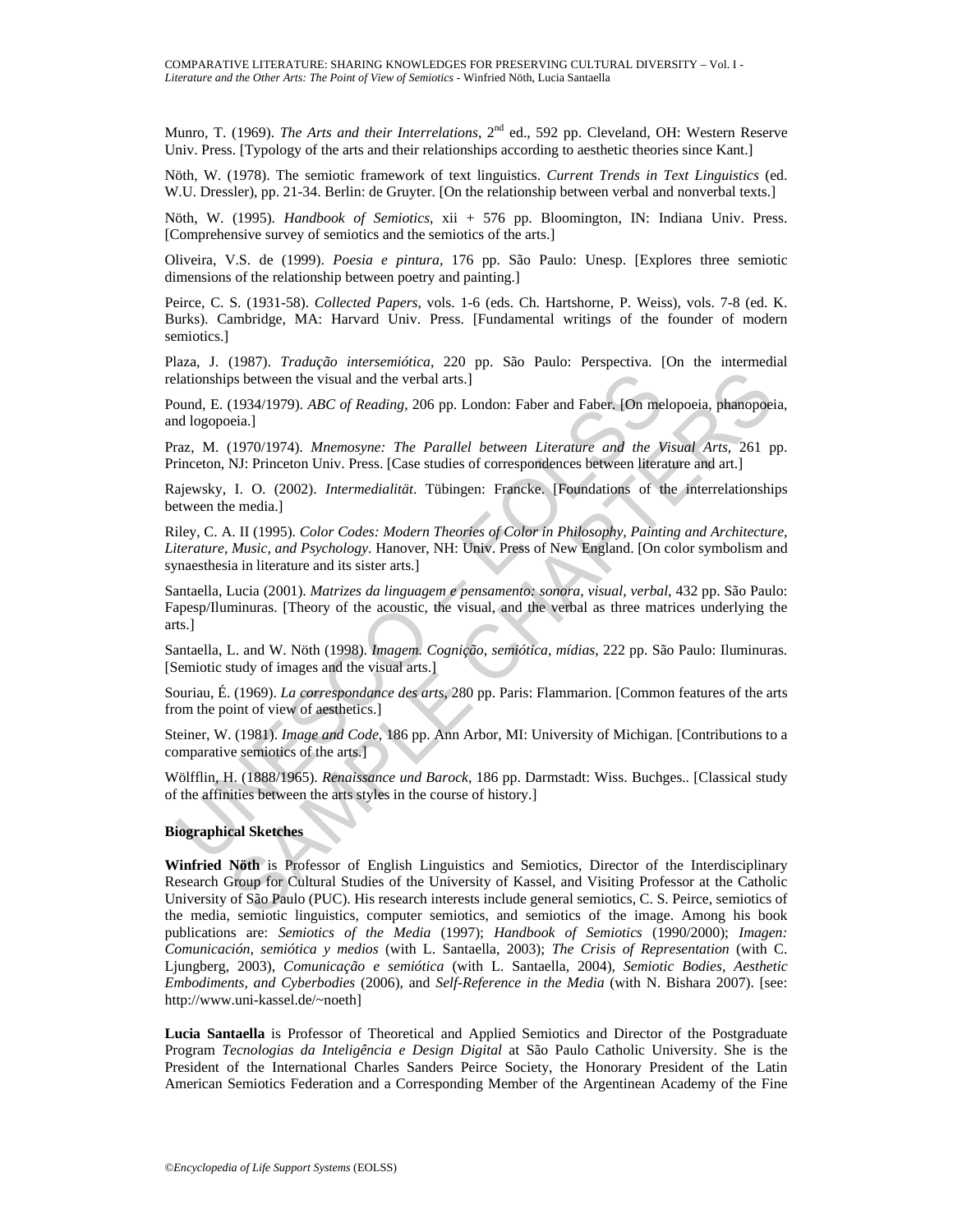Munro, T. (1969). *The Arts and their Interrelations*, 2nd ed., 592 pp. Cleveland, OH: Western Reserve Univ. Press. [Typology of the arts and their relationships according to aesthetic theories since Kant.]

Nöth, W. (1978). The semiotic framework of text linguistics. *Current Trends in Text Linguistics* (ed. W.U. Dressler), pp. 21-34. Berlin: de Gruyter. [On the relationship between verbal and nonverbal texts.]

Nöth, W. (1995). *Handbook of Semiotics*, xii + 576 pp. Bloomington, IN: Indiana Univ. Press. [Comprehensive survey of semiotics and the semiotics of the arts.]

Oliveira, V.S. de (1999). *Poesia e pintura*, 176 pp. São Paulo: Unesp. [Explores three semiotic dimensions of the relationship between poetry and painting.]

Peirce, C. S. (1931-58). *Collected Papers*, vols. 1-6 (eds. Ch. Hartshorne, P. Weiss), vols. 7-8 (ed. K. Burks). Cambridge, MA: Harvard Univ. Press. [Fundamental writings of the founder of modern semiotics.]

Plaza, J. (1987). *Tradução intersemiótica*, 220 pp. São Paulo: Perspectiva. [On the intermedial relationships between the visual and the verbal arts.]

Pound, E. (1934/1979). *ABC of Reading*, 206 pp. London: Faber and Faber. [On melopoeia, phanopoeia, and logopoeia.]

Praz, M. (1970/1974). *Mnemosyne: The Parallel between Literature and the Visual Arts*, 261 pp. Princeton, NJ: Princeton Univ. Press. [Case studies of correspondences between literature and art.]

Rajewsky, I. O. (2002). *Intermedialität*. Tübingen: Francke. [Foundations of the interrelationships between the media.]

Riley, C. A. II (1995). *Color Codes: Modern Theories of Color in Philosophy, Painting and Architecture, Literature, Music, and Psychology*. Hanover, NH: Univ. Press of New England. [On color symbolism and synaesthesia in literature and its sister arts.]

Santaella, Lucia (2001). *Matrizes da linguagem e pensamento: sonora, visual, verbal*, 432 pp. São Paulo: Fapesp/Iluminuras. [Theory of the acoustic, the visual, and the verbal as three matrices underlying the arts.]

Santaella, L. and W. Nöth (1998). *Imagem. Cognição, semiótica, mídias*, 222 pp. São Paulo: Iluminuras. [Semiotic study of images and the visual arts.]

Souriau, É. (1969). *La correspondance des arts*, 280 pp. Paris: Flammarion. [Common features of the arts from the point of view of aesthetics.]

Steiner, W. (1981). *Image and Code*, 186 pp. Ann Arbor, MI: University of Michigan. [Contributions to a comparative semiotics of the arts.]

Wölfflin, H. (1888/1965). *Renaissance und Barock*, 186 pp. Darmstadt: Wiss. Buchges.. [Classical study of the affinities between the arts styles in the course of history.]

**Biographical Sketches**

**Winfried Nöth** is Professor of English Linguistics and Semiotics, Director of the Interdisciplinary Research Group for Cultural Studies of the University of Kassel, and Visiting Professor at the Catholic University of São Paulo (PUC). His research interests include general semiotics, C. S. Peirce, semiotics of the media, semiotic linguistics, computer semiotics, and semiotics of the image. Among his book publications are: *Semiotics of the Media* (1997); *Handbook of Semiotics* (1990/2000); *Imagen: Comunicación, semiótica y medios* (with L. Santaella, 2003); *The Crisis of Representation* (with C. Ljungberg, 2003), *Comunicação e semiótica* (with L. Santaella, 2004), *Semiotic Bodies, Aesthetic Embodiments, and Cyberbodies* (2006), and *Self-Reference in the Media* (with N. Bishara 2007). [see: http://www.uni-kassel.de/~noeth]

**Lucia Santaella** is Professor of Theoretical and Applied Semiotics and Director of the Postgraduate Program *Tecnologias da Inteligência e Design Digital* at São Paulo Catholic University. She is the President of the International Charles Sanders Peirce Society, the Honorary President of the Latin American Semiotics Federation and a Corresponding Member of the Argentinean Academy of the Fine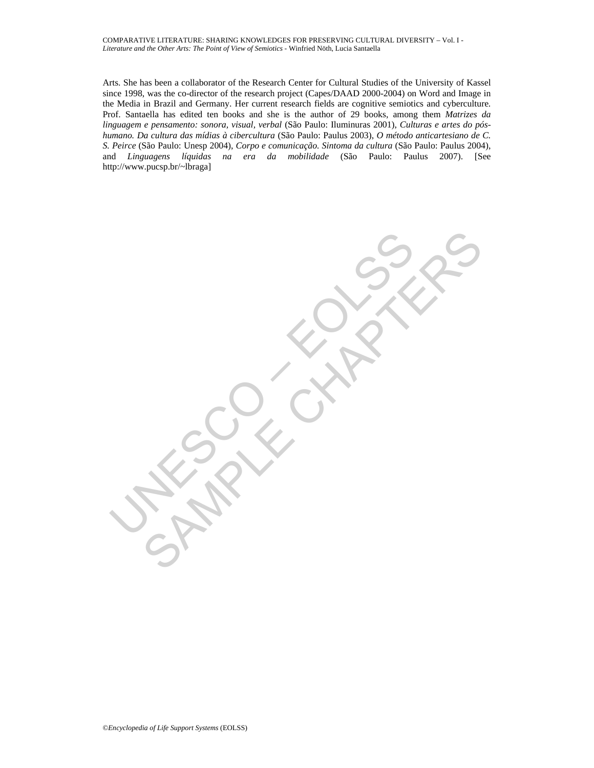Arts. She has been a collaborator of the Research Center for Cultural Studies of the University of Kassel since 1998, was the co-director of the research project (Capes/DAAD 2000-2004) on Word and Image in the Media in Brazil and Germany. Her current research fields are cognitive semiotics and cyberculture. Prof. Santaella has edited ten books and she is the author of 29 books, among them *Matrizes da linguagem e pensamento: sonora, visual, verbal* (São Paulo: Iluminuras 2001), *Culturas e artes do pós-humano. Da cultura das mídias à cibercultura* (São Paulo: Paulus 2003), *O método anticartesiano de C. S. Peirce* (São Paulo: Unesp 2004), *Corpo e comunicação. Sintoma da cultura* (São Paulo: Paulus 2004), and *Linguagens líquidas na era da mobilidade* (São Paulo: Paulus 2007). [See http://www.pucsp.br/~lbraga]